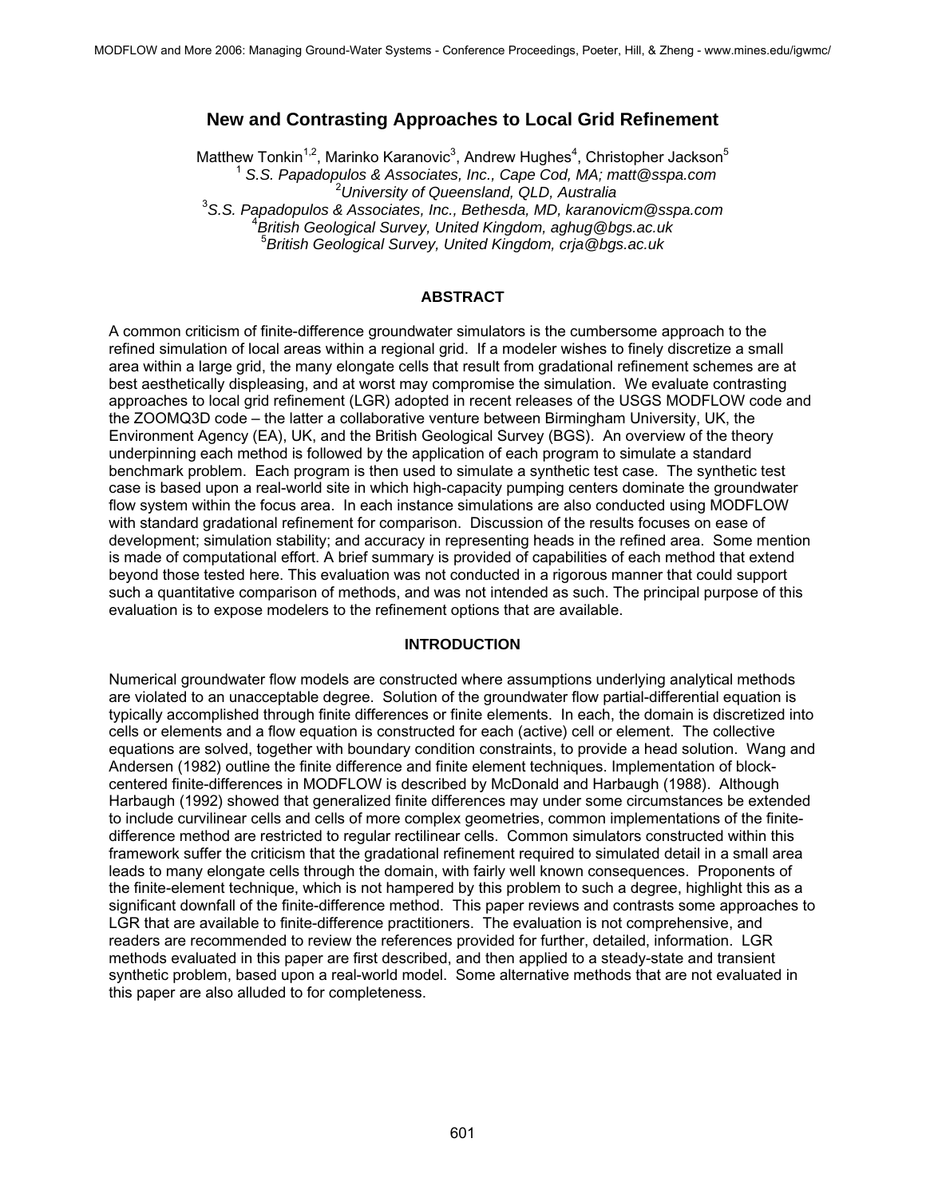# New and Contrasting Approaches to Local Grid Refinement

Matthew Tonkin[1,2], Marinko Karanovic[3], Andrew Hughes[4], Christopher Jackson[5]

[1] *S.S. Papadopulos & Associates, Inc., Cape Cod, MA; matt@sspa.com*

[2] *University of Queensland, QLD, Australia*

[3] *S.S. Papadopulos & Associates, Inc., Bethesda, MD, karanovicm@sspa.com*

[4] *British Geological Survey, United Kingdom, aghug@bgs.ac.uk*

[5] *British Geological Survey, United Kingdom, crja@bgs.ac.uk*

## ABSTRACT

A common criticism of finite-difference groundwater simulators is the cumbersome approach to the refined simulation of local areas within a regional grid. If a modeler wishes to finely discretize a small area within a large grid, the many elongate cells that result from gradational refinement schemes are at best aesthetically displeasing, and at worst may compromise the simulation. We evaluate contrasting approaches to local grid refinement (LGR) adopted in recent releases of the USGS MODFLOW code and the ZOOMQ3D code – the latter a collaborative venture between Birmingham University, UK, the Environment Agency (EA), UK, and the British Geological Survey (BGS). An overview of the theory underpinning each method is followed by the application of each program to simulate a standard benchmark problem. Each program is then used to simulate a synthetic test case. The synthetic test case is based upon a real-world site in which high-capacity pumping centers dominate the groundwater flow system within the focus area. In each instance simulations are also conducted using MODFLOW with standard gradational refinement for comparison. Discussion of the results focuses on ease of development; simulation stability; and accuracy in representing heads in the refined area. Some mention is made of computational effort. A brief summary is provided of capabilities of each method that extend beyond those tested here. This evaluation was not conducted in a rigorous manner that could support such a quantitative comparison of methods, and was not intended as such. The principal purpose of this evaluation is to expose modelers to the refinement options that are available.

## INTRODUCTION

Numerical groundwater flow models are constructed where assumptions underlying analytical methods are violated to an unacceptable degree. Solution of the groundwater flow partial-differential equation is typically accomplished through finite differences or finite elements. In each, the domain is discretized into cells or elements and a flow equation is constructed for each (active) cell or element. The collective equations are solved, together with boundary condition constraints, to provide a head solution. Wang and Andersen (1982) outline the finite difference and finite element techniques. Implementation of block-centered finite-differences in MODFLOW is described by McDonald and Harbaugh (1988). Although Harbaugh (1992) showed that generalized finite differences may under some circumstances be extended to include curvilinear cells and cells of more complex geometries, common implementations of the finite-difference method are restricted to regular rectilinear cells. Common simulators constructed within this framework suffer the criticism that the gradational refinement required to simulated detail in a small area leads to many elongate cells through the domain, with fairly well known consequences. Proponents of the finite-element technique, which is not hampered by this problem to such a degree, highlight this as a significant downfall of the finite-difference method. This paper reviews and contrasts some approaches to LGR that are available to finite-difference practitioners. The evaluation is not comprehensive, and readers are recommended to review the references provided for further, detailed, information. LGR methods evaluated in this paper are first described, and then applied to a steady-state and transient synthetic problem, based upon a real-world model. Some alternative methods that are not evaluated in this paper are also alluded to for completeness.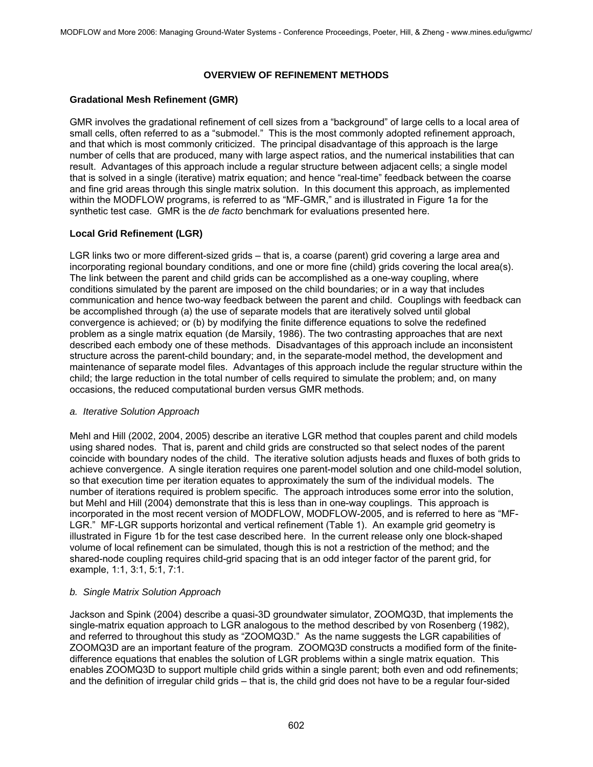## OVERVIEW OF REFINEMENT METHODS

### Gradational Mesh Refinement (GMR)

GMR involves the gradational refinement of cell sizes from a "background" of large cells to a local area of small cells, often referred to as a "submodel." This is the most commonly adopted refinement approach, and that which is most commonly criticized. The principal disadvantage of this approach is the large number of cells that are produced, many with large aspect ratios, and the numerical instabilities that can result. Advantages of this approach include a regular structure between adjacent cells; a single model that is solved in a single (iterative) matrix equation; and hence "real-time" feedback between the coarse and fine grid areas through this single matrix solution. In this document this approach, as implemented within the MODFLOW programs, is referred to as "MF-GMR," and is illustrated in Figure 1a for the synthetic test case. GMR is the *de facto* benchmark for evaluations presented here.

### Local Grid Refinement (LGR)

LGR links two or more different-sized grids – that is, a coarse (parent) grid covering a large area and incorporating regional boundary conditions, and one or more fine (child) grids covering the local area(s). The link between the parent and child grids can be accomplished as a one-way coupling, where conditions simulated by the parent are imposed on the child boundaries; or in a way that includes communication and hence two-way feedback between the parent and child. Couplings with feedback can be accomplished through (a) the use of separate models that are iteratively solved until global convergence is achieved; or (b) by modifying the finite difference equations to solve the redefined problem as a single matrix equation (de Marsily, 1986). The two contrasting approaches that are next described each embody one of these methods. Disadvantages of this approach include an inconsistent structure across the parent-child boundary; and, in the separate-model method, the development and maintenance of separate model files. Advantages of this approach include the regular structure within the child; the large reduction in the total number of cells required to simulate the problem; and, on many occasions, the reduced computational burden versus GMR methods.

#### *a. Iterative Solution Approach*

Mehl and Hill (2002, 2004, 2005) describe an iterative LGR method that couples parent and child models using shared nodes. That is, parent and child grids are constructed so that select nodes of the parent coincide with boundary nodes of the child. The iterative solution adjusts heads and fluxes of both grids to achieve convergence. A single iteration requires one parent-model solution and one child-model solution, so that execution time per iteration equates to approximately the sum of the individual models. The number of iterations required is problem specific. The approach introduces some error into the solution, but Mehl and Hill (2004) demonstrate that this is less than in one-way couplings. This approach is incorporated in the most recent version of MODFLOW, MODFLOW-2005, and is referred to here as "MF-LGR." MF-LGR supports horizontal and vertical refinement (Table 1). An example grid geometry is illustrated in Figure 1b for the test case described here. In the current release only one block-shaped volume of local refinement can be simulated, though this is not a restriction of the method; and the shared-node coupling requires child-grid spacing that is an odd integer factor of the parent grid, for example, 1:1, 3:1, 5:1, 7:1.

#### *b. Single Matrix Solution Approach*

Jackson and Spink (2004) describe a quasi-3D groundwater simulator, ZOOMQ3D, that implements the single-matrix equation approach to LGR analogous to the method described by von Rosenberg (1982), and referred to throughout this study as "ZOOMQ3D." As the name suggests the LGR capabilities of ZOOMQ3D are an important feature of the program. ZOOMQ3D constructs a modified form of the finite-difference equations that enables the solution of LGR problems within a single matrix equation. This enables ZOOMQ3D to support multiple child grids within a single parent; both even and odd refinements; and the definition of irregular child grids – that is, the child grid does not have to be a regular four-sided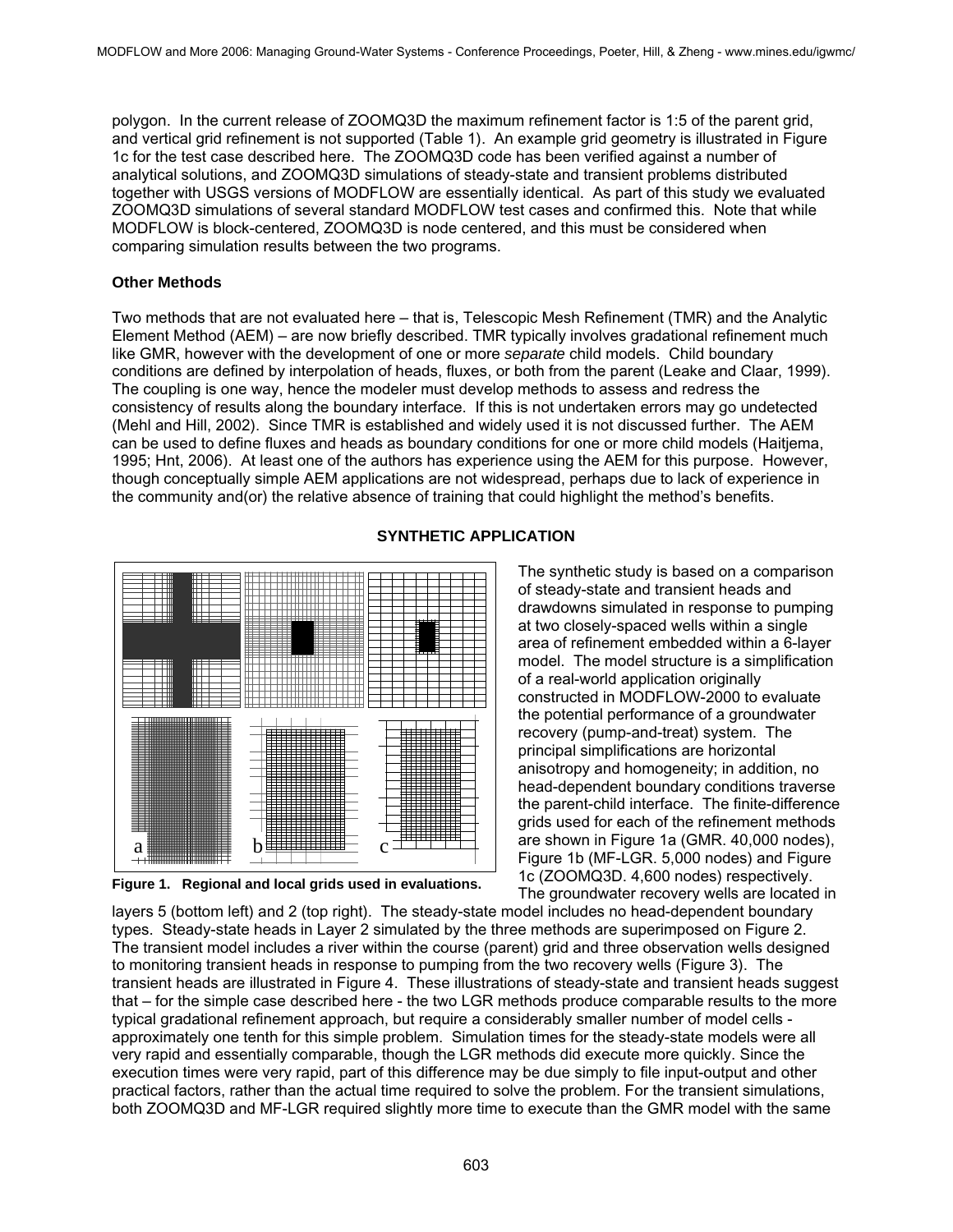polygon. In the current release of ZOOMQ3D the maximum refinement factor is 1:5 of the parent grid, and vertical grid refinement is not supported (Table 1). An example grid geometry is illustrated in Figure 1c for the test case described here. The ZOOMQ3D code has been verified against a number of analytical solutions, and ZOOMQ3D simulations of steady-state and transient problems distributed together with USGS versions of MODFLOW are essentially identical. As part of this study we evaluated ZOOMQ3D simulations of several standard MODFLOW test cases and confirmed this. Note that while MODFLOW is block-centered, ZOOMQ3D is node centered, and this must be considered when comparing simulation results between the two programs.

### Other Methods

Two methods that are not evaluated here – that is, Telescopic Mesh Refinement (TMR) and the Analytic Element Method (AEM) – are now briefly described. TMR typically involves gradational refinement much like GMR, however with the development of one or more *separate* child models. Child boundary conditions are defined by interpolation of heads, fluxes, or both from the parent (Leake and Claar, 1999). The coupling is one way, hence the modeler must develop methods to assess and redress the consistency of results along the boundary interface. If this is not undertaken errors may go undetected (Mehl and Hill, 2002). Since TMR is established and widely used it is not discussed further. The AEM can be used to define fluxes and heads as boundary conditions for one or more child models (Haitjema, 1995; Hnt, 2006). At least one of the authors has experience using the AEM for this purpose. However, though conceptually simple AEM applications are not widespread, perhaps due to lack of experience in the community and(or) the relative absence of training that could highlight the method's benefits.

## SYNTHETIC APPLICATION

**Figure 1. Regional and local grids used in evaluations.**

The synthetic study is based on a comparison of steady-state and transient heads and drawdowns simulated in response to pumping at two closely-spaced wells within a single area of refinement embedded within a 6-layer model. The model structure is a simplification of a real-world application originally constructed in MODFLOW-2000 to evaluate the potential performance of a groundwater recovery (pump-and-treat) system. The principal simplifications are horizontal anisotropy and homogeneity; in addition, no head-dependent boundary conditions traverse the parent-child interface. The finite-difference grids used for each of the refinement methods are shown in Figure 1a (GMR. 40,000 nodes), Figure 1b (MF-LGR. 5,000 nodes) and Figure 1c (ZOOMQ3D. 4,600 nodes) respectively. The groundwater recovery wells are located in layers 5 (bottom left) and 2 (top right). The steady-state model includes no head-dependent boundary types. Steady-state heads in Layer 2 simulated by the three methods are superimposed on Figure 2. The transient model includes a river within the course (parent) grid and three observation wells designed to monitoring transient heads in response to pumping from the two recovery wells (Figure 3). The transient heads are illustrated in Figure 4. These illustrations of steady-state and transient heads suggest that – for the simple case described here - the two LGR methods produce comparable results to the more typical gradational refinement approach, but require a considerably smaller number of model cells - approximately one tenth for this simple problem. Simulation times for the steady-state models were all very rapid and essentially comparable, though the LGR methods did execute more quickly. Since the execution times were very rapid, part of this difference may be due simply to file input-output and other practical factors, rather than the actual time required to solve the problem. For the transient simulations, both ZOOMQ3D and MF-LGR required slightly more time to execute than the GMR model with the same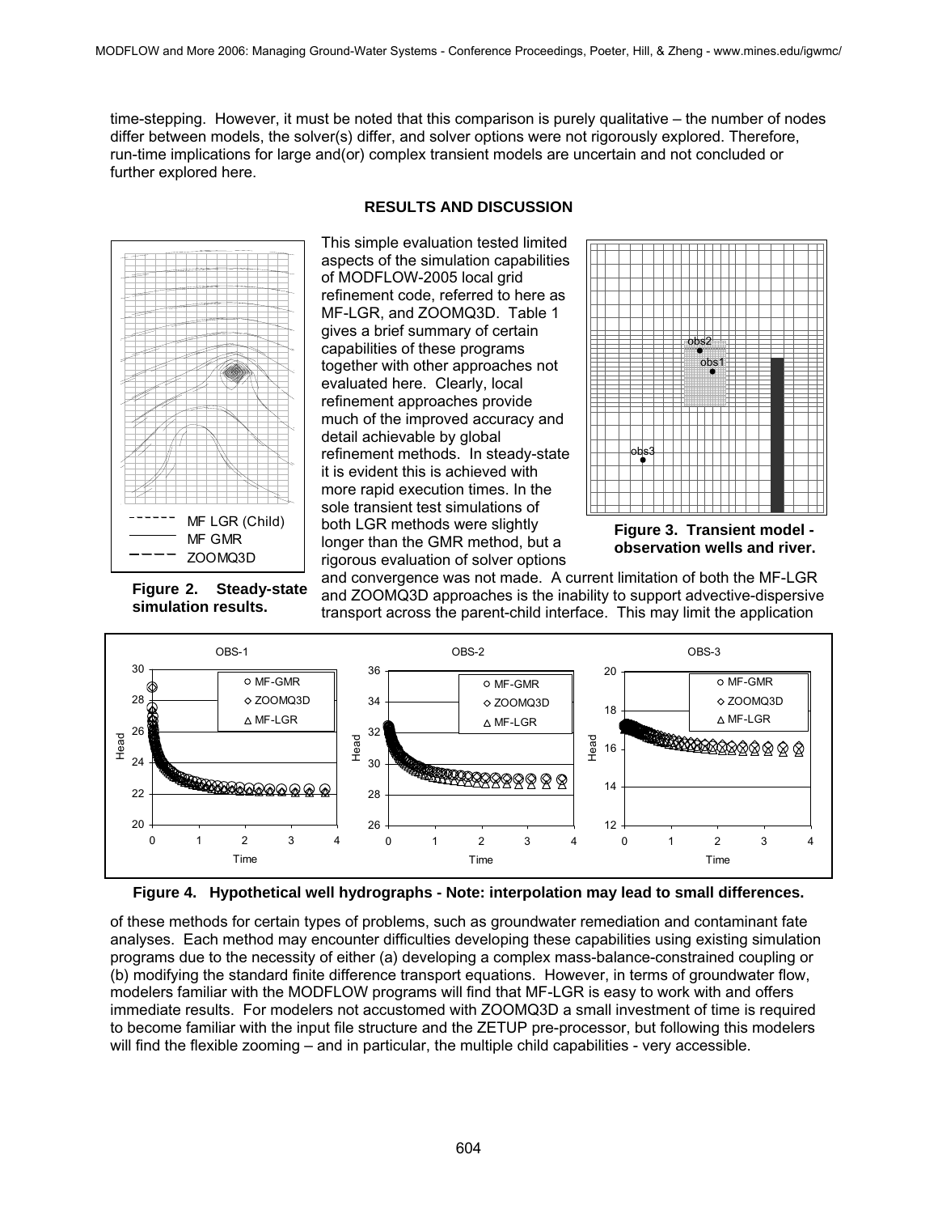time-stepping. However, it must be noted that this comparison is purely qualitative – the number of nodes differ between models, the solver(s) differ, and solver options were not rigorously explored. Therefore, run-time implications for large and(or) complex transient models are uncertain and not concluded or further explored here.

## RESULTS AND DISCUSSION

**Figure 2. Steady-state simulation results.**

This simple evaluation tested limited aspects of the simulation capabilities of MODFLOW-2005 local grid refinement code, referred to here as MF-LGR, and ZOOMQ3D. Table 1 gives a brief summary of certain capabilities of these programs together with other approaches not evaluated here. Clearly, local refinement approaches provide much of the improved accuracy and detail achievable by global refinement methods. In steady-state it is evident this is achieved with more rapid execution times. In the sole transient test simulations of both LGR methods were slightly longer than the GMR method, but a rigorous evaluation of solver options and convergence was not made. A current limitation of both the MF-LGR and ZOOMQ3D approaches is the inability to support advective-dispersive transport across the parent-child interface. This may limit the application of these methods for certain types of problems, such as groundwater remediation and contaminant fate analyses. Each method may encounter difficulties developing these capabilities using existing simulation programs due to the necessity of either (a) developing a complex mass-balance-constrained coupling or (b) modifying the standard finite difference transport equations. However, in terms of groundwater flow, modelers familiar with the MODFLOW programs will find that MF-LGR is easy to work with and offers immediate results. For modelers not accustomed with ZOOMQ3D a small investment of time is required to become familiar with the input file structure and the ZETUP pre-processor, but following this modelers will find the flexible zooming – and in particular, the multiple child capabilities - very accessible.

**Figure 3. Transient model - observation wells and river.**

**Figure 4. Hypothetical well hydrographs - Note: interpolation may lead to small differences.**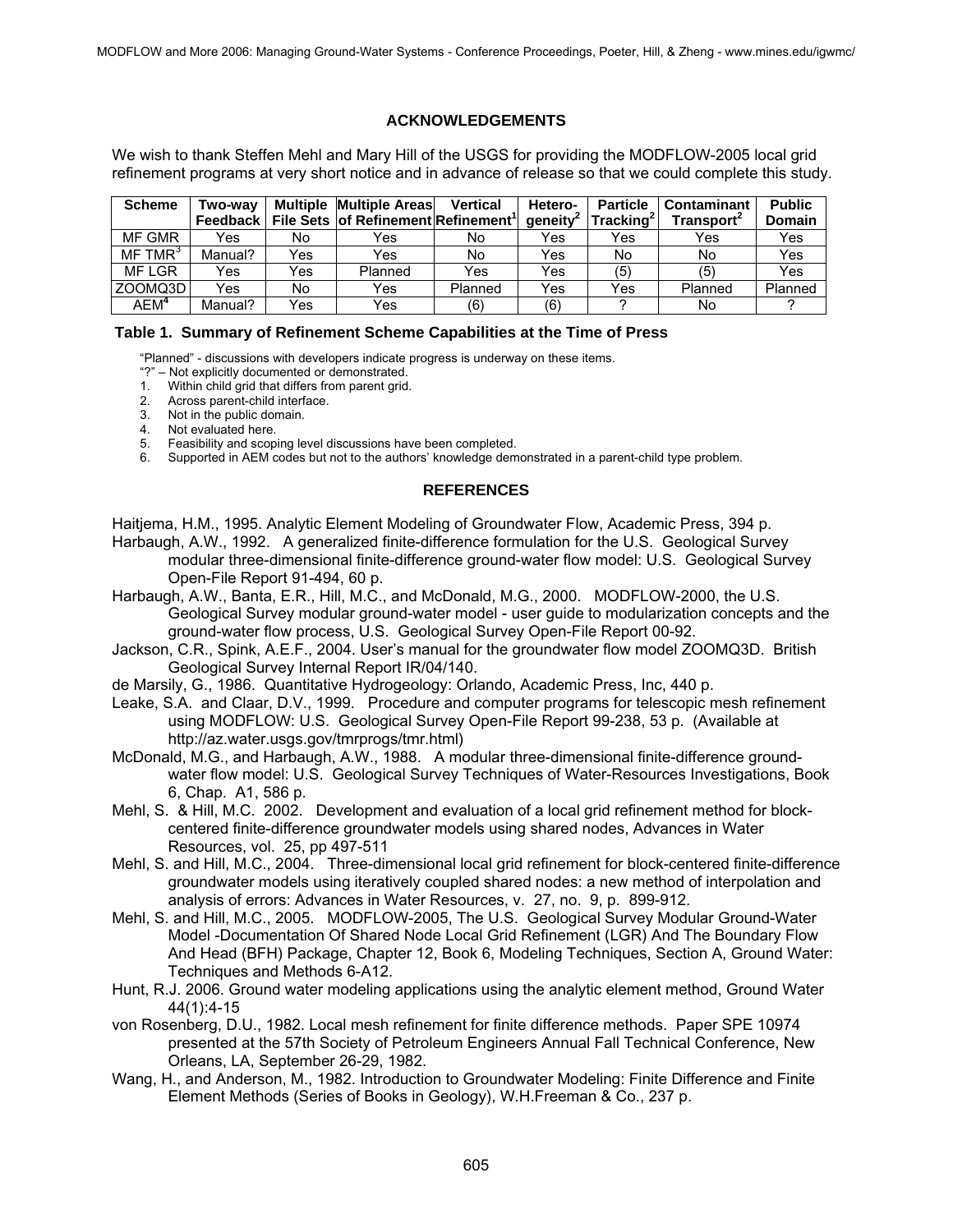## ACKNOWLEDGEMENTS

We wish to thank Steffen Mehl and Mary Hill of the USGS for providing the MODFLOW-2005 local grid refinement programs at very short notice and in advance of release so that we could complete this study.

| Scheme | Two-way Feedback | Multiple File Sets | Multiple Areas of Refinement | Vertical Refinement[1] | Hetero-geneity[2] | Particle Tracking[2] | Contaminant Transport[2] | Public Domain |
|---|---|---|---|---|---|---|---|---|
| MF GMR | Yes | No | Yes | No | Yes | Yes | Yes | Yes |
| MF TMR[3] | Manual? | Yes | Yes | No | Yes | No | No | Yes |
| MF LGR | Yes | Yes | Planned | Yes | Yes | (5) | (5) | Yes |
| ZOOMQ3D | Yes | No | Yes | Planned | Yes | Yes | Planned | Planned |
| AEM[4] | Manual? | Yes | Yes | (6) | (6) | ? | No | ? |

**Table 1. Summary of Refinement Scheme Capabilities at the Time of Press**

"Planned" - discussions with developers indicate progress is underway on these items.
"?" – Not explicitly documented or demonstrated.

1. Within child grid that differs from parent grid.
2. Across parent-child interface.
3. Not in the public domain.
4. Not evaluated here.
5. Feasibility and scoping level discussions have been completed.
6. Supported in AEM codes but not to the authors' knowledge demonstrated in a parent-child type problem.

## REFERENCES

Haitjema, H.M., 1995. Analytic Element Modeling of Groundwater Flow, Academic Press, 394 p.

Harbaugh, A.W., 1992. A generalized finite-difference formulation for the U.S. Geological Survey modular three-dimensional finite-difference ground-water flow model: U.S. Geological Survey Open-File Report 91-494, 60 p.

Harbaugh, A.W., Banta, E.R., Hill, M.C., and McDonald, M.G., 2000. MODFLOW-2000, the U.S. Geological Survey modular ground-water model - user guide to modularization concepts and the ground-water flow process, U.S. Geological Survey Open-File Report 00-92.

Jackson, C.R., Spink, A.E.F., 2004. User's manual for the groundwater flow model ZOOMQ3D. British Geological Survey Internal Report IR/04/140.

de Marsily, G., 1986. Quantitative Hydrogeology: Orlando, Academic Press, Inc, 440 p.

Leake, S.A. and Claar, D.V., 1999. Procedure and computer programs for telescopic mesh refinement using MODFLOW: U.S. Geological Survey Open-File Report 99-238, 53 p. (Available at http://az.water.usgs.gov/tmrprogs/tmr.html)

McDonald, M.G., and Harbaugh, A.W., 1988. A modular three-dimensional finite-difference ground-water flow model: U.S. Geological Survey Techniques of Water-Resources Investigations, Book 6, Chap. A1, 586 p.

Mehl, S. & Hill, M.C. 2002. Development and evaluation of a local grid refinement method for block-centered finite-difference groundwater models using shared nodes, Advances in Water Resources, vol. 25, pp 497-511

Mehl, S. and Hill, M.C., 2004. Three-dimensional local grid refinement for block-centered finite-difference groundwater models using iteratively coupled shared nodes: a new method of interpolation and analysis of errors: Advances in Water Resources, v. 27, no. 9, p. 899-912.

Mehl, S. and Hill, M.C., 2005. MODFLOW-2005, The U.S. Geological Survey Modular Ground-Water Model -Documentation Of Shared Node Local Grid Refinement (LGR) And The Boundary Flow And Head (BFH) Package, Chapter 12, Book 6, Modeling Techniques, Section A, Ground Water: Techniques and Methods 6-A12.

Hunt, R.J. 2006. Ground water modeling applications using the analytic element method, Ground Water 44(1):4-15

von Rosenberg, D.U., 1982. Local mesh refinement for finite difference methods. Paper SPE 10974 presented at the 57th Society of Petroleum Engineers Annual Fall Technical Conference, New Orleans, LA, September 26-29, 1982.

Wang, H., and Anderson, M., 1982. Introduction to Groundwater Modeling: Finite Difference and Finite Element Methods (Series of Books in Geology), W.H.Freeman & Co., 237 p.